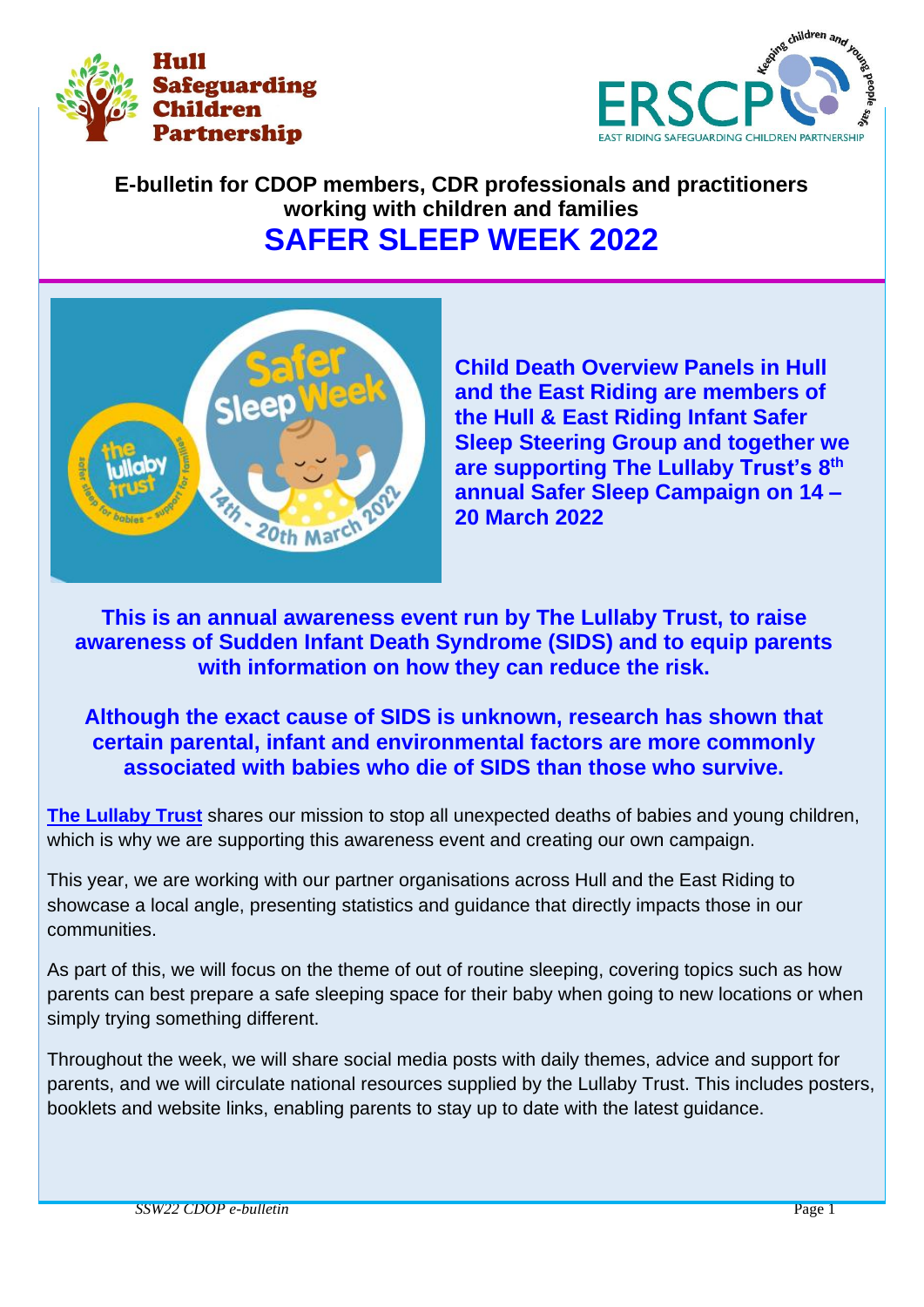Hull Safeguarding Children Partnership

ERSCP — East Riding Safeguarding Children Partnership

**E-bulletin for CDOP members, CDR professionals and practitioners working with children and families**

# SAFER SLEEP WEEK 2022

**Child Death Overview Panels in Hull and the East Riding are members of the Hull & East Riding Infant Safer Sleep Steering Group and together we are supporting The Lullaby Trust's 8th annual Safer Sleep Campaign on 14 – 20 March 2022**

**This is an annual awareness event run by The Lullaby Trust, to raise awareness of Sudden Infant Death Syndrome (SIDS) and to equip parents with information on how they can reduce the risk.**

**Although the exact cause of SIDS is unknown, research has shown that certain parental, infant and environmental factors are more commonly associated with babies who die of SIDS than those who survive.**

**The Lullaby Trust** shares our mission to stop all unexpected deaths of babies and young children, which is why we are supporting this awareness event and creating our own campaign.

This year, we are working with our partner organisations across Hull and the East Riding to showcase a local angle, presenting statistics and guidance that directly impacts those in our communities.

As part of this, we will focus on the theme of out of routine sleeping, covering topics such as how parents can best prepare a safe sleeping space for their baby when going to new locations or when simply trying something different.

Throughout the week, we will share social media posts with daily themes, advice and support for parents, and we will circulate national resources supplied by the Lullaby Trust. This includes posters, booklets and website links, enabling parents to stay up to date with the latest guidance.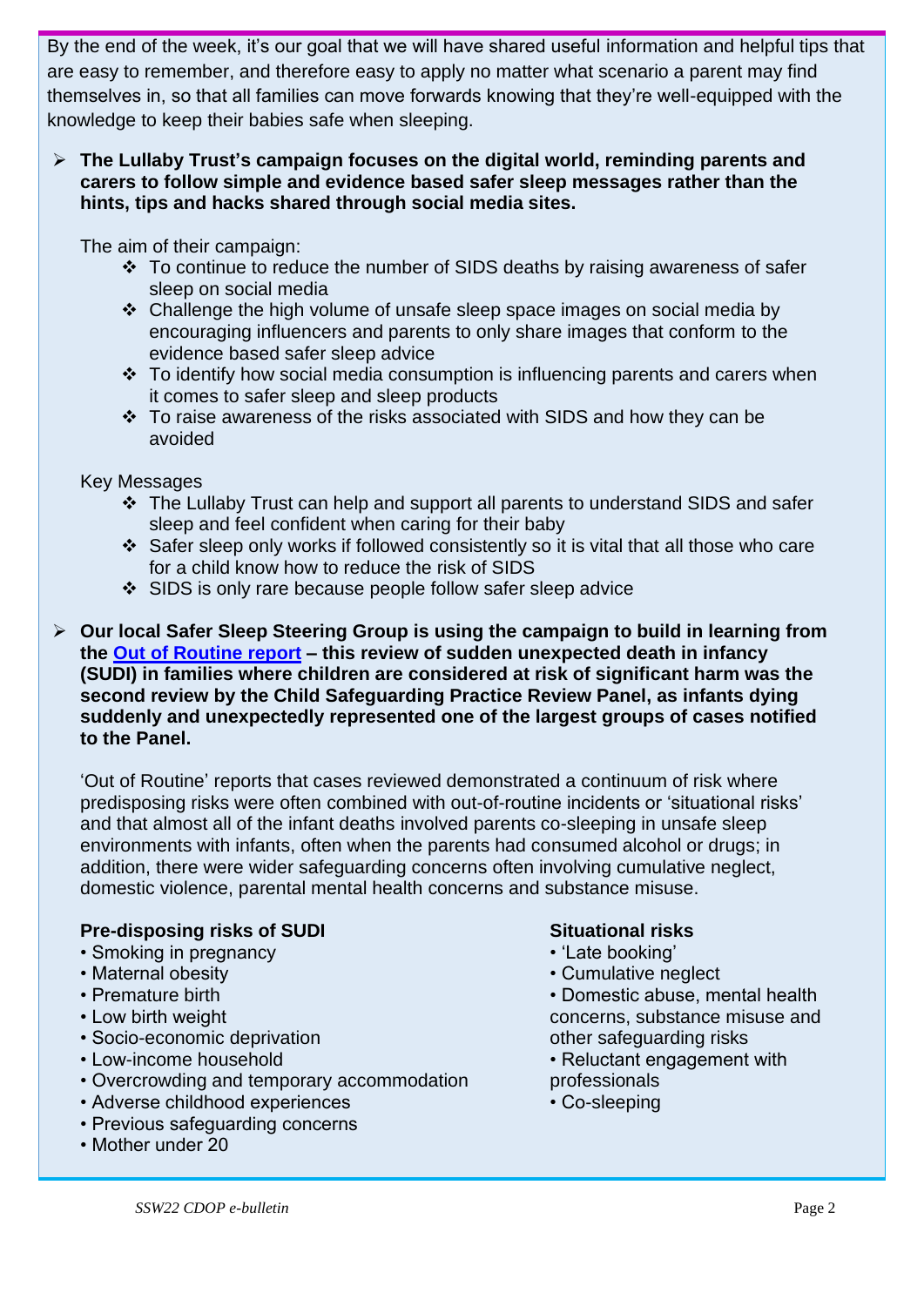By the end of the week, it's our goal that we will have shared useful information and helpful tips that are easy to remember, and therefore easy to apply no matter what scenario a parent may find themselves in, so that all families can move forwards knowing that they're well-equipped with the knowledge to keep their babies safe when sleeping.

- **The Lullaby Trust's campaign focuses on the digital world, reminding parents and carers to follow simple and evidence based safer sleep messages rather than the hints, tips and hacks shared through social media sites.**

  The aim of their campaign:

  - To continue to reduce the number of SIDS deaths by raising awareness of safer sleep on social media
  - Challenge the high volume of unsafe sleep space images on social media by encouraging influencers and parents to only share images that conform to the evidence based safer sleep advice
  - To identify how social media consumption is influencing parents and carers when it comes to safer sleep and sleep products
  - To raise awareness of the risks associated with SIDS and how they can be avoided

  Key Messages

  - The Lullaby Trust can help and support all parents to understand SIDS and safer sleep and feel confident when caring for their baby
  - Safer sleep only works if followed consistently so it is vital that all those who care for a child know how to reduce the risk of SIDS
  - SIDS is only rare because people follow safer sleep advice

- **Our local Safer Sleep Steering Group is using the campaign to build in learning from the Out of Routine report – this review of sudden unexpected death in infancy (SUDI) in families where children are considered at risk of significant harm was the second review by the Child Safeguarding Practice Review Panel, as infants dying suddenly and unexpectedly represented one of the largest groups of cases notified to the Panel.**

  'Out of Routine' reports that cases reviewed demonstrated a continuum of risk where predisposing risks were often combined with out-of-routine incidents or 'situational risks' and that almost all of the infant deaths involved parents co-sleeping in unsafe sleep environments with infants, often when the parents had consumed alcohol or drugs; in addition, there were wider safeguarding concerns often involving cumulative neglect, domestic violence, parental mental health concerns and substance misuse.

**Pre-disposing risks of SUDI**

- Smoking in pregnancy
- Maternal obesity
- Premature birth
- Low birth weight
- Socio-economic deprivation
- Low-income household
- Overcrowding and temporary accommodation
- Adverse childhood experiences
- Previous safeguarding concerns
- Mother under 20

**Situational risks**

- 'Late booking'
- Cumulative neglect
- Domestic abuse, mental health concerns, substance misuse and other safeguarding risks
- Reluctant engagement with professionals
- Co-sleeping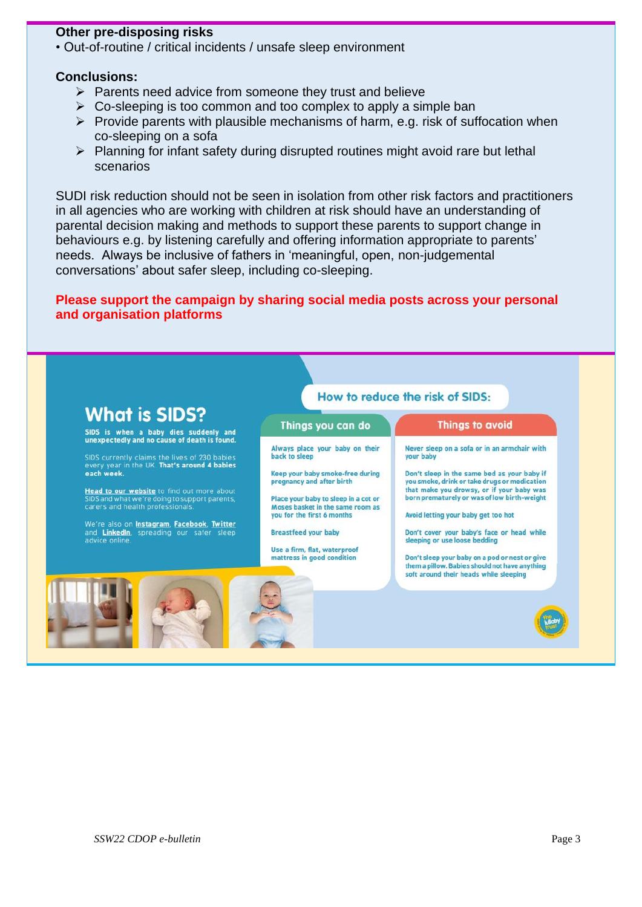**Other pre-disposing risks**

• Out-of-routine / critical incidents / unsafe sleep environment

**Conclusions:**

- Parents need advice from someone they trust and believe
- Co-sleeping is too common and too complex to apply a simple ban
- Provide parents with plausible mechanisms of harm, e.g. risk of suffocation when co-sleeping on a sofa
- Planning for infant safety during disrupted routines might avoid rare but lethal scenarios

SUDI risk reduction should not be seen in isolation from other risk factors and practitioners in all agencies who are working with children at risk should have an understanding of parental decision making and methods to support these parents to support change in behaviours e.g. by listening carefully and offering information appropriate to parents' needs. Always be inclusive of fathers in 'meaningful, open, non-judgemental conversations' about safer sleep, including co-sleeping.

**Please support the campaign by sharing social media posts across your personal and organisation platforms**

## What is SIDS?

**SIDS is when a baby dies suddenly and unexpectedly and no cause of death is found.**

SIDS currently claims the lives of 230 babies every year in the UK. **That's around 4 babies each week.**

**Head to our website** to find out more about SIDS and what we're doing to support parents, carers and health professionals.

We're also on **Instagram**, **Facebook**, **Twitter** and **LinkedIn**, spreading our safer sleep advice online.

### How to reduce the risk of SIDS:

| Things you can do | Things to avoid |
| --- | --- |
| Always place your baby on their back to sleep | Never sleep on a sofa or in an armchair with your baby |
| Keep your baby smoke-free during pregnancy and after birth | Don't sleep in the same bed as your baby if you smoke, drink or take drugs or medication that make you drowsy, or if your baby was born prematurely or was of low birth-weight |
| Place your baby to sleep in a cot or Moses basket in the same room as you for the first 6 months | Avoid letting your baby get too hot |
| Breastfeed your baby | Don't cover your baby's face or head while sleeping or use loose bedding |
| Use a firm, flat, waterproof mattress in good condition | Don't sleep your baby on a pod or nest or give them a pillow. Babies should not have anything soft around their heads while sleeping |

the lullaby trust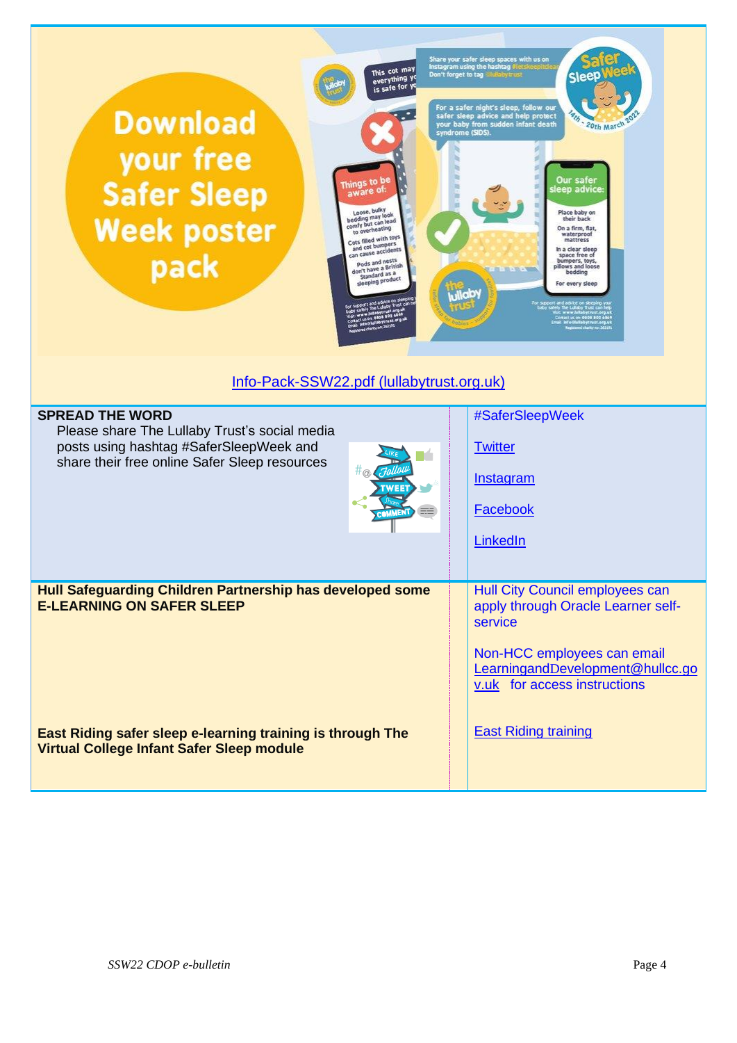# Download your free Safer Sleep Week poster pack

Info-Pack-SSW22.pdf (lullabytrust.org.uk)

| | |
|---|---|
| **SPREAD THE WORD**<br>Please share The Lullaby Trust's social media posts using hashtag #SaferSleepWeek and share their free online Safer Sleep resources | #SaferSleepWeek<br><br>Twitter<br><br>Instagram<br><br>Facebook<br><br>LinkedIn |
| **Hull Safeguarding Children Partnership has developed some E-LEARNING ON SAFER SLEEP** | Hull City Council employees can apply through Oracle Learner self-service<br><br>Non-HCC employees can email LearningandDevelopment@hullcc.gov.uk for access instructions |
| **East Riding safer sleep e-learning training is through The Virtual College Infant Safer Sleep module** | East Riding training |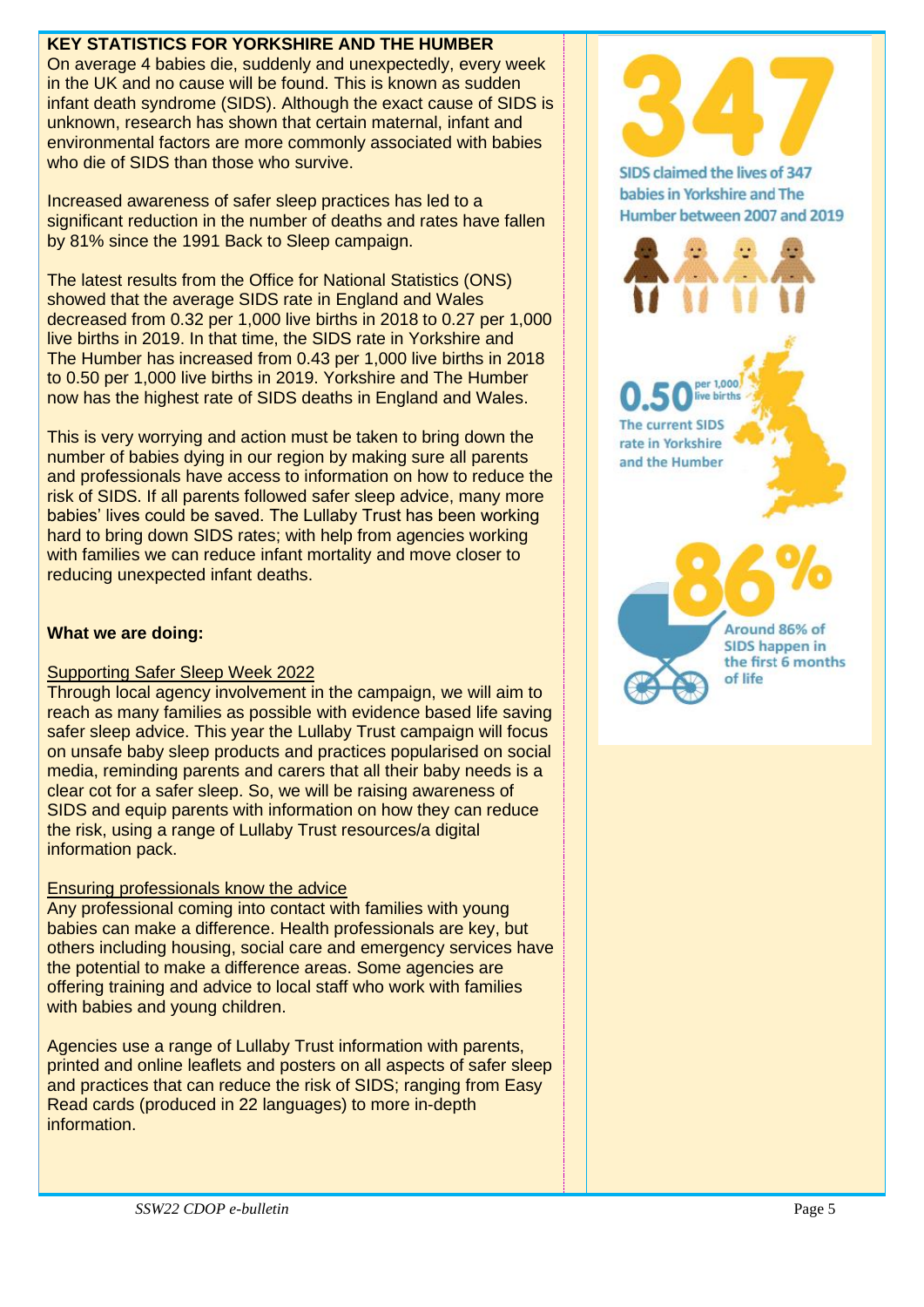**KEY STATISTICS FOR YORKSHIRE AND THE HUMBER**

On average 4 babies die, suddenly and unexpectedly, every week in the UK and no cause will be found. This is known as sudden infant death syndrome (SIDS). Although the exact cause of SIDS is unknown, research has shown that certain maternal, infant and environmental factors are more commonly associated with babies who die of SIDS than those who survive.

Increased awareness of safer sleep practices has led to a significant reduction in the number of deaths and rates have fallen by 81% since the 1991 Back to Sleep campaign.

The latest results from the Office for National Statistics (ONS) showed that the average SIDS rate in England and Wales decreased from 0.32 per 1,000 live births in 2018 to 0.27 per 1,000 live births in 2019. In that time, the SIDS rate in Yorkshire and The Humber has increased from 0.43 per 1,000 live births in 2018 to 0.50 per 1,000 live births in 2019. Yorkshire and The Humber now has the highest rate of SIDS deaths in England and Wales.

This is very worrying and action must be taken to bring down the number of babies dying in our region by making sure all parents and professionals have access to information on how to reduce the risk of SIDS. If all parents followed safer sleep advice, many more babies' lives could be saved. The Lullaby Trust has been working hard to bring down SIDS rates; with help from agencies working with families we can reduce infant mortality and move closer to reducing unexpected infant deaths.

**What we are doing:**

Supporting Safer Sleep Week 2022

Through local agency involvement in the campaign, we will aim to reach as many families as possible with evidence based life saving safer sleep advice. This year the Lullaby Trust campaign will focus on unsafe baby sleep products and practices popularised on social media, reminding parents and carers that all their baby needs is a clear cot for a safer sleep. So, we will be raising awareness of SIDS and equip parents with information on how they can reduce the risk, using a range of Lullaby Trust resources/a digital information pack.

Ensuring professionals know the advice

Any professional coming into contact with families with young babies can make a difference. Health professionals are key, but others including housing, social care and emergency services have the potential to make a difference areas. Some agencies are offering training and advice to local staff who work with families with babies and young children.

Agencies use a range of Lullaby Trust information with parents, printed and online leaflets and posters on all aspects of safer sleep and practices that can reduce the risk of SIDS; ranging from Easy Read cards (produced in 22 languages) to more in-depth information.

**347**

SIDS claimed the lives of 347 babies in Yorkshire and The Humber between 2007 and 2019

**0.50** per 1,000 live births

The current SIDS rate in Yorkshire and the Humber

**86%**

Around 86% of SIDS happen in the first 6 months of life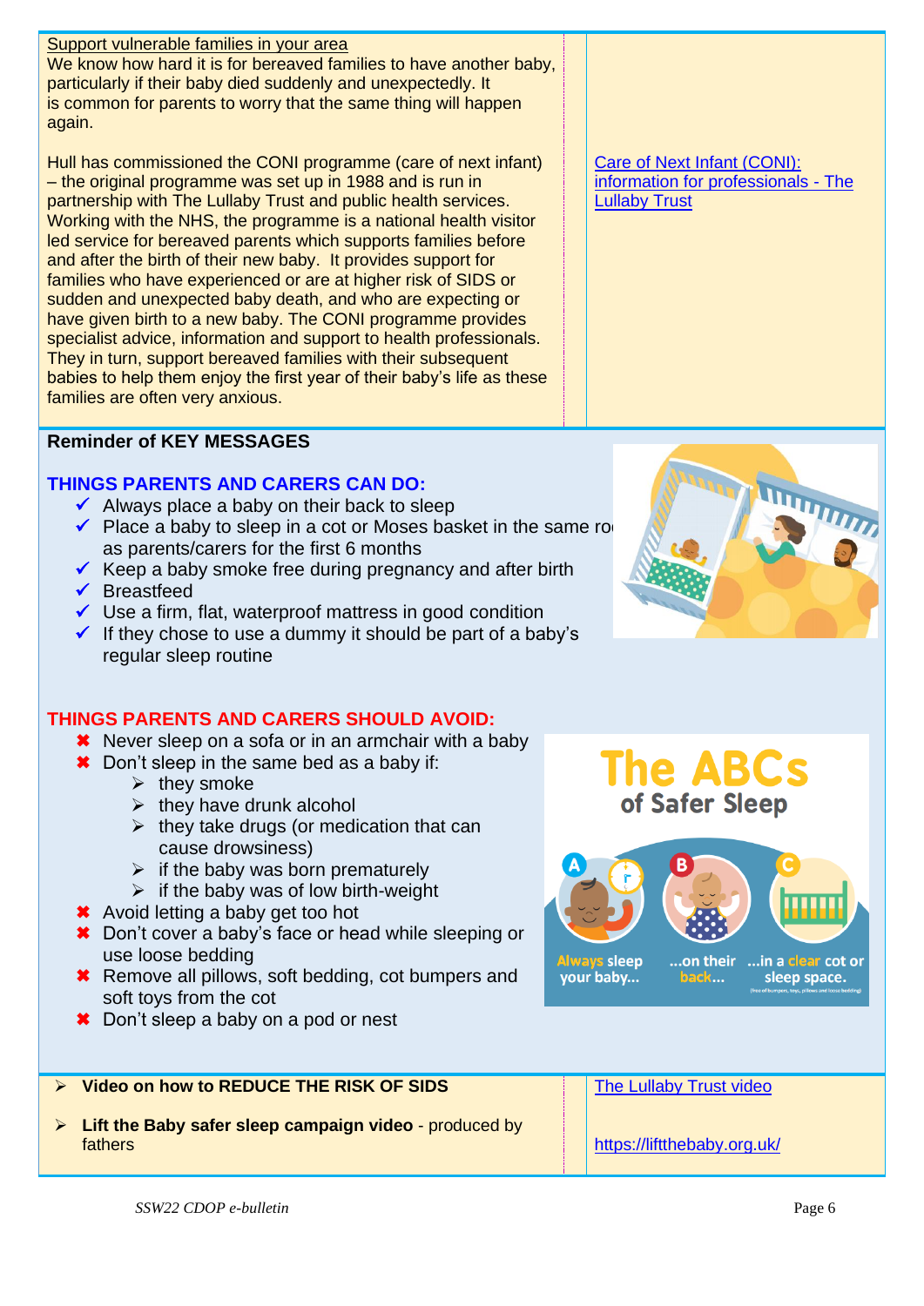Support vulnerable families in your area

We know how hard it is for bereaved families to have another baby, particularly if their baby died suddenly and unexpectedly. It is common for parents to worry that the same thing will happen again.

Hull has commissioned the CONI programme (care of next infant) – the original programme was set up in 1988 and is run in partnership with The Lullaby Trust and public health services. Working with the NHS, the programme is a national health visitor led service for bereaved parents which supports families before and after the birth of their new baby. It provides support for families who have experienced or are at higher risk of SIDS or sudden and unexpected baby death, and who are expecting or have given birth to a new baby. The CONI programme provides specialist advice, information and support to health professionals. They in turn, support bereaved families with their subsequent babies to help them enjoy the first year of their baby's life as these families are often very anxious.

Care of Next Infant (CONI): information for professionals - The Lullaby Trust

**Reminder of KEY MESSAGES**

**THINGS PARENTS AND CARERS CAN DO:**

- ✓ Always place a baby on their back to sleep
- ✓ Place a baby to sleep in a cot or Moses basket in the same room as parents/carers for the first 6 months
- ✓ Keep a baby smoke free during pregnancy and after birth
- ✓ Breastfeed
- ✓ Use a firm, flat, waterproof mattress in good condition
- ✓ If they chose to use a dummy it should be part of a baby's regular sleep routine

**THINGS PARENTS AND CARERS SHOULD AVOID:**

- ✖ Never sleep on a sofa or in an armchair with a baby
- ✖ Don't sleep in the same bed as a baby if:
  - they smoke
  - they have drunk alcohol
  - they take drugs (or medication that can cause drowsiness)
  - if the baby was born prematurely
  - if the baby was of low birth-weight
- ✖ Avoid letting a baby get too hot
- ✖ Don't cover a baby's face or head while sleeping or use loose bedding
- ✖ Remove all pillows, soft bedding, cot bumpers and soft toys from the cot
- ✖ Don't sleep a baby on a pod or nest

| | |
|---|---|
| **Video on how to REDUCE THE RISK OF SIDS** | The Lullaby Trust video |
| **Lift the Baby safer sleep campaign video** - produced by fathers | https://liftthebaby.org.uk/ |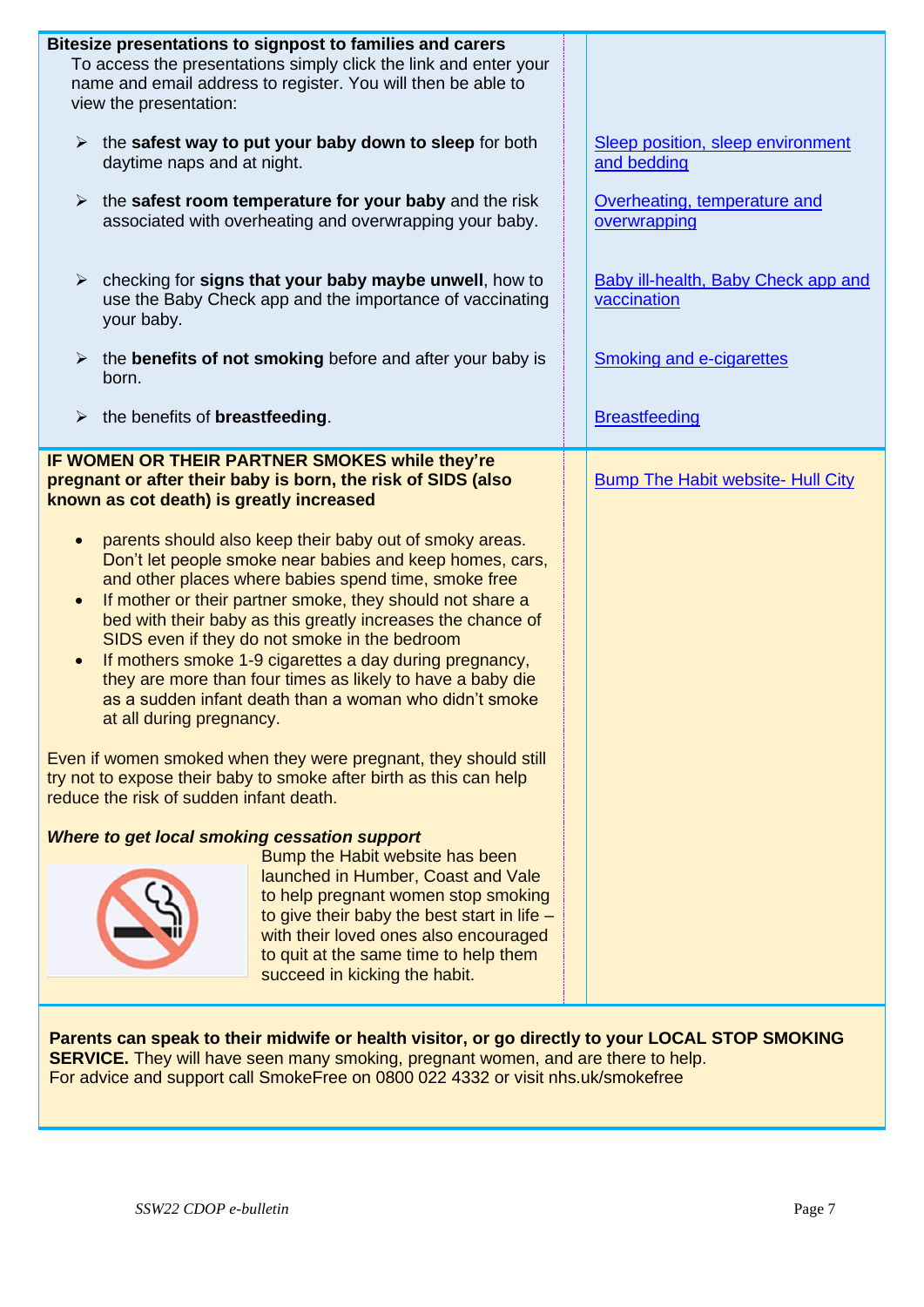**Bitesize presentations to signpost to families and carers**

To access the presentations simply click the link and enter your name and email address to register. You will then be able to view the presentation:

- the **safest way to put your baby down to sleep** for both daytime naps and at night. — [Sleep position, sleep environment and bedding]
- the **safest room temperature for your baby** and the risk associated with overheating and overwrapping your baby. — [Overheating, temperature and overwrapping]
- checking for **signs that your baby maybe unwell**, how to use the Baby Check app and the importance of vaccinating your baby. — [Baby ill-health, Baby Check app and vaccination]
- the **benefits of not smoking** before and after your baby is born. — [Smoking and e-cigarettes]
- the benefits of **breastfeeding**. — [Breastfeeding]

**IF WOMEN OR THEIR PARTNER SMOKES while they're pregnant or after their baby is born, the risk of SIDS (also known as cot death) is greatly increased**

[Bump The Habit website- Hull City]

- parents should also keep their baby out of smoky areas. Don't let people smoke near babies and keep homes, cars, and other places where babies spend time, smoke free
- If mother or their partner smoke, they should not share a bed with their baby as this greatly increases the chance of SIDS even if they do not smoke in the bedroom
- If mothers smoke 1-9 cigarettes a day during pregnancy, they are more than four times as likely to have a baby die as a sudden infant death than a woman who didn't smoke at all during pregnancy.

Even if women smoked when they were pregnant, they should still try not to expose their baby to smoke after birth as this can help reduce the risk of sudden infant death.

***Where to get local smoking cessation support***

Bump the Habit website has been launched in Humber, Coast and Vale to help pregnant women stop smoking to give their baby the best start in life – with their loved ones also encouraged to quit at the same time to help them succeed in kicking the habit.

**Parents can speak to their midwife or health visitor, or go directly to your LOCAL STOP SMOKING SERVICE.** They will have seen many smoking, pregnant women, and are there to help.
For advice and support call SmokeFree on 0800 022 4332 or visit nhs.uk/smokefree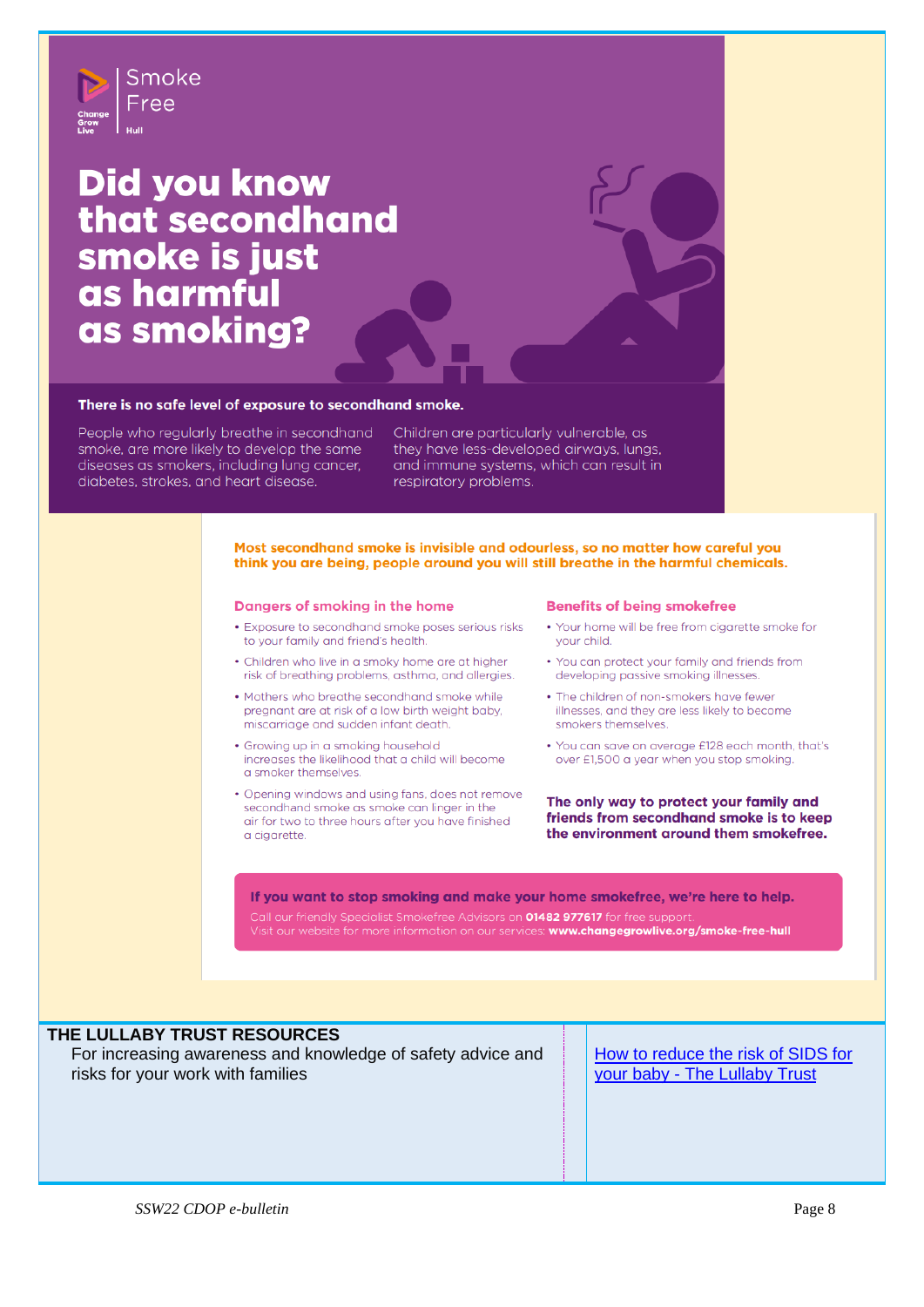Smoke Free

Change Grow Live — Hull

# Did you know that secondhand smoke is just as harmful as smoking?

**There is no safe level of exposure to secondhand smoke.**

People who regularly breathe in secondhand smoke, are more likely to develop the same diseases as smokers, including lung cancer, diabetes, strokes, and heart disease.

Children are particularly vulnerable, as they have less-developed airways, lungs, and immune systems, which can result in respiratory problems.

**Most secondhand smoke is invisible and odourless, so no matter how careful you think you are being, people around you will still breathe in the harmful chemicals.**

### Dangers of smoking in the home

- Exposure to secondhand smoke poses serious risks to your family and friend's health.
- Children who live in a smoky home are at higher risk of breathing problems, asthma, and allergies.
- Mothers who breathe secondhand smoke while pregnant are at risk of a low birth weight baby, miscarriage and sudden infant death.
- Growing up in a smoking household increases the likelihood that a child will become a smoker themselves.
- Opening windows and using fans, does not remove secondhand smoke as smoke can linger in the air for two to three hours after you have finished a cigarette.

### Benefits of being smokefree

- Your home will be free from cigarette smoke for your child.
- You can protect your family and friends from developing passive smoking illnesses.
- The children of non-smokers have fewer illnesses, and they are less likely to become smokers themselves.
- You can save on average £128 each month, that's over £1,500 a year when you stop smoking.

**The only way to protect your family and friends from secondhand smoke is to keep the environment around them smokefree.**

**If you want to stop smoking and make your home smokefree, we're here to help.**

Call our friendly Specialist Smokefree Advisors on **01482 977617** for free support.
Visit our website for more information on our services: **www.changegrowlive.org/smoke-free-hull**

## THE LULLABY TRUST RESOURCES

For increasing awareness and knowledge of safety advice and risks for your work with families

How to reduce the risk of SIDS for your baby - The Lullaby Trust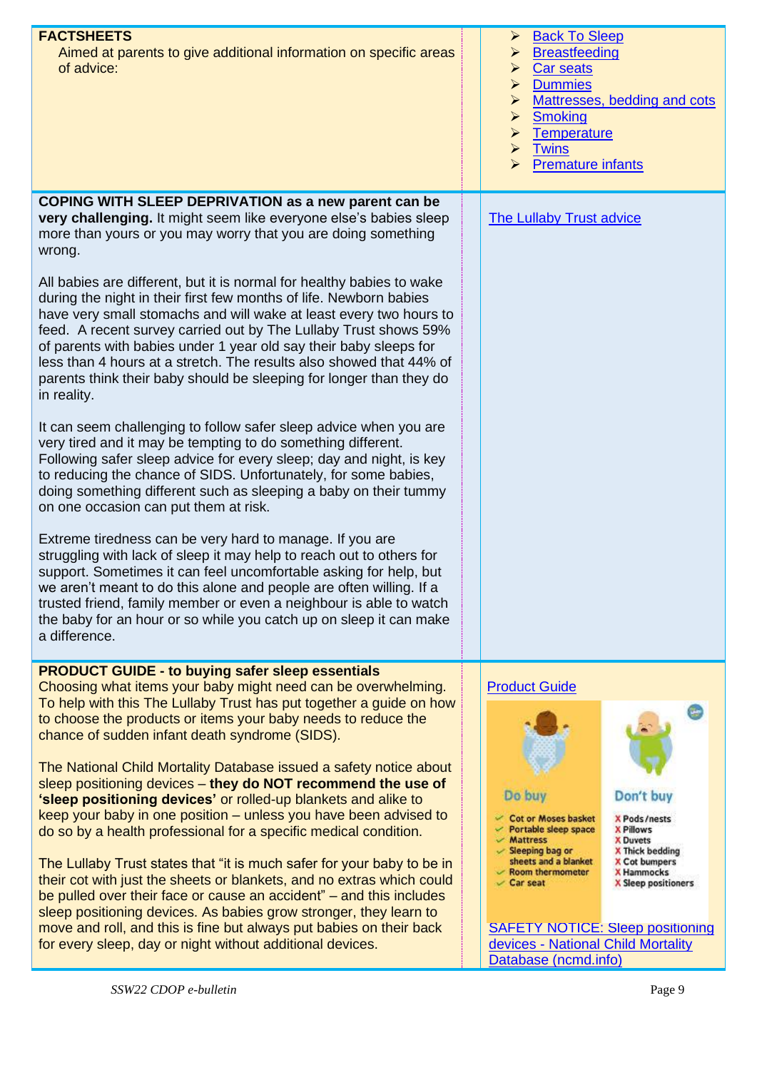**FACTSHEETS**

Aimed at parents to give additional information on specific areas of advice:

- Back To Sleep
- Breastfeeding
- Car seats
- Dummies
- Mattresses, bedding and cots
- Smoking
- Temperature
- Twins
- Premature infants

**COPING WITH SLEEP DEPRIVATION as a new parent can be very challenging.** It might seem like everyone else's babies sleep more than yours or you may worry that you are doing something wrong.

All babies are different, but it is normal for healthy babies to wake during the night in their first few months of life. Newborn babies have very small stomachs and will wake at least every two hours to feed. A recent survey carried out by The Lullaby Trust shows 59% of parents with babies under 1 year old say their baby sleeps for less than 4 hours at a stretch. The results also showed that 44% of parents think their baby should be sleeping for longer than they do in reality.

It can seem challenging to follow safer sleep advice when you are very tired and it may be tempting to do something different. Following safer sleep advice for every sleep; day and night, is key to reducing the chance of SIDS. Unfortunately, for some babies, doing something different such as sleeping a baby on their tummy on one occasion can put them at risk.

Extreme tiredness can be very hard to manage. If you are struggling with lack of sleep it may help to reach out to others for support. Sometimes it can feel uncomfortable asking for help, but we aren't meant to do this alone and people are often willing. If a trusted friend, family member or even a neighbour is able to watch the baby for an hour or so while you catch up on sleep it can make a difference.

The Lullaby Trust advice

**PRODUCT GUIDE - to buying safer sleep essentials**

Choosing what items your baby might need can be overwhelming. To help with this The Lullaby Trust has put together a guide on how to choose the products or items your baby needs to reduce the chance of sudden infant death syndrome (SIDS).

The National Child Mortality Database issued a safety notice about sleep positioning devices – **they do NOT recommend the use of 'sleep positioning devices'** or rolled-up blankets and alike to keep your baby in one position – unless you have been advised to do so by a health professional for a specific medical condition.

The Lullaby Trust states that "it is much safer for your baby to be in their cot with just the sheets or blankets, and no extras which could be pulled over their face or cause an accident" – and this includes sleep positioning devices. As babies grow stronger, they learn to move and roll, and this is fine but always put babies on their back for every sleep, day or night without additional devices.

Product Guide

| Do buy | Don't buy |
| --- | --- |
| ✓ Cot or Moses basket | ✗ Pods/nests |
| ✓ Portable sleep space | ✗ Pillows |
| ✓ Mattress | ✗ Duvets |
| ✓ Sleeping bag or sheets and a blanket | ✗ Thick bedding |
| ✓ Room thermometer | ✗ Cot bumpers |
| ✓ Car seat | ✗ Hammocks |
| | ✗ Sleep positioners |

SAFETY NOTICE: Sleep positioning devices - National Child Mortality Database (ncmd.info)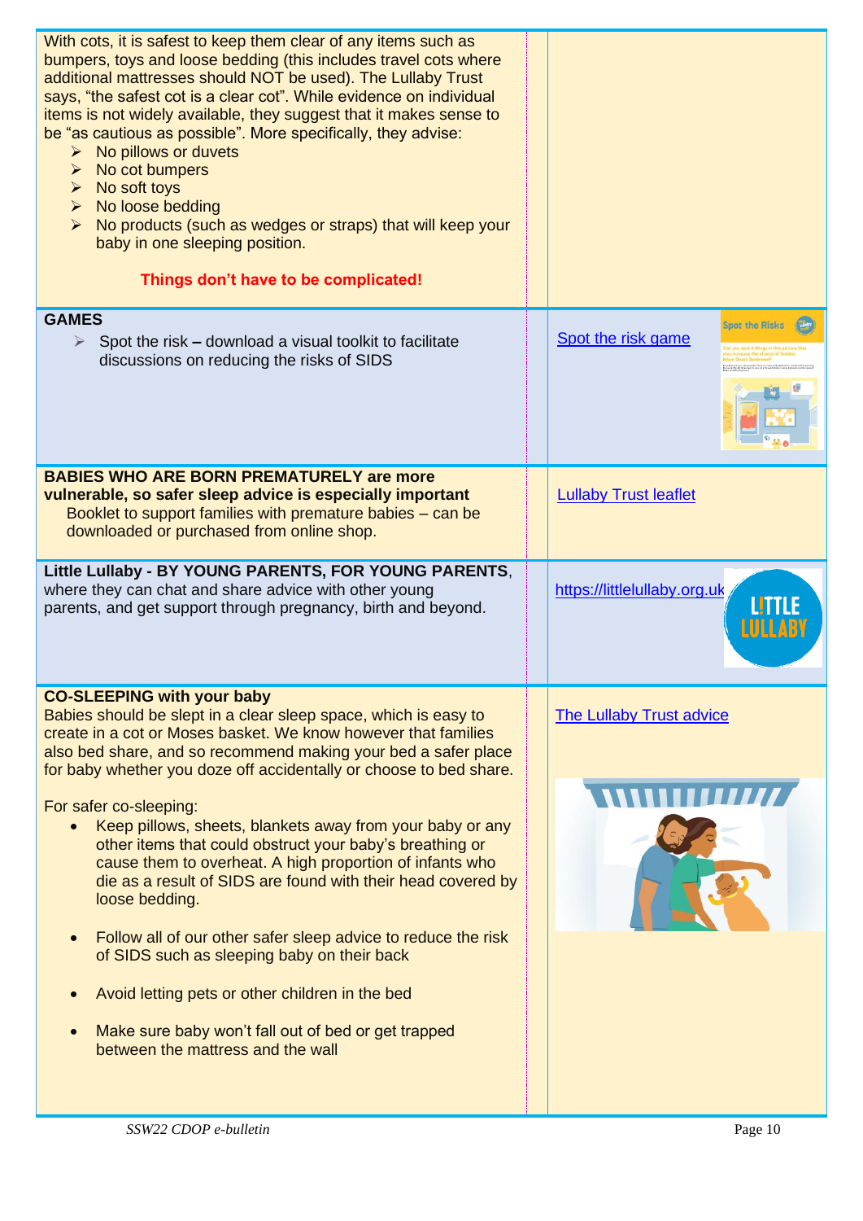With cots, it is safest to keep them clear of any items such as bumpers, toys and loose bedding (this includes travel cots where additional mattresses should NOT be used). The Lullaby Trust says, "the safest cot is a clear cot". While evidence on individual items is not widely available, they suggest that it makes sense to be "as cautious as possible". More specifically, they advise:

- No pillows or duvets
- No cot bumpers
- No soft toys
- No loose bedding
- No products (such as wedges or straps) that will keep your baby in one sleeping position.

**Things don't have to be complicated!**

**GAMES**

- Spot the risk – download a visual toolkit to facilitate discussions on reducing the risks of SIDS

Spot the risk game

**BABIES WHO ARE BORN PREMATURELY are more vulnerable, so safer sleep advice is especially important**

Booklet to support families with premature babies – can be downloaded or purchased from online shop.

Lullaby Trust leaflet

**Little Lullaby - BY YOUNG PARENTS, FOR YOUNG PARENTS**, where they can chat and share advice with other young parents, and get support through pregnancy, birth and beyond.

https://littlelullaby.org.uk

**CO-SLEEPING with your baby**

Babies should be slept in a clear sleep space, which is easy to create in a cot or Moses basket. We know however that families also bed share, and so recommend making your bed a safer place for baby whether you doze off accidentally or choose to bed share.

For safer co-sleeping:

- Keep pillows, sheets, blankets away from your baby or any other items that could obstruct your baby's breathing or cause them to overheat. A high proportion of infants who die as a result of SIDS are found with their head covered by loose bedding.
- Follow all of our other safer sleep advice to reduce the risk of SIDS such as sleeping baby on their back
- Avoid letting pets or other children in the bed
- Make sure baby won't fall out of bed or get trapped between the mattress and the wall

The Lullaby Trust advice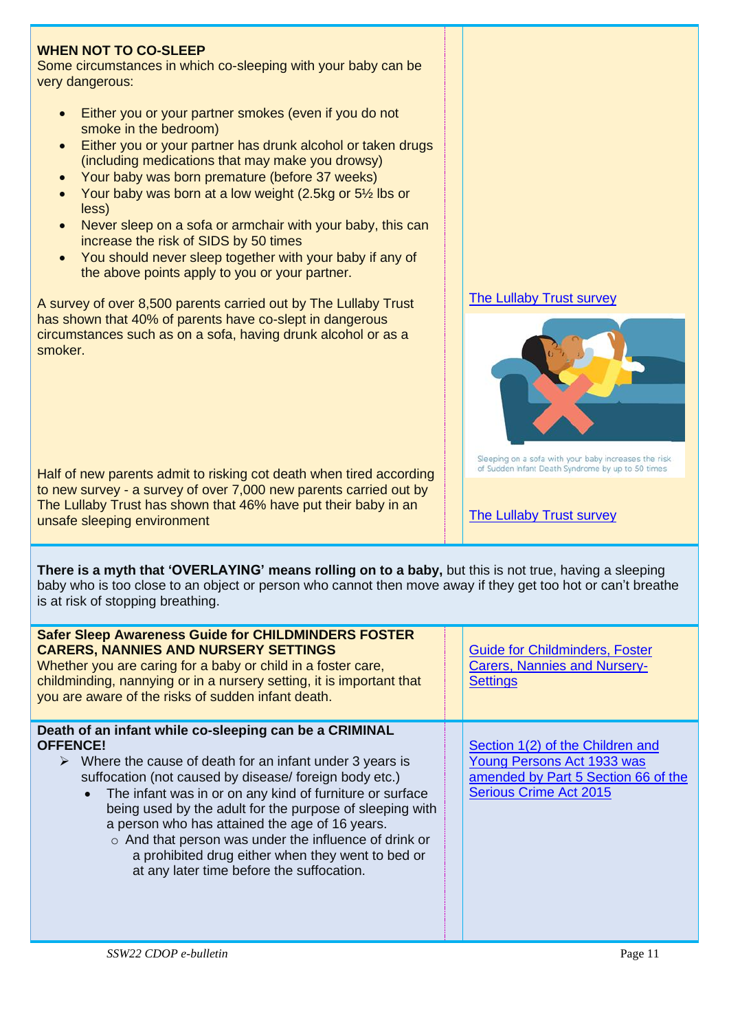**WHEN NOT TO CO-SLEEP**

Some circumstances in which co-sleeping with your baby can be very dangerous:

- Either you or your partner smokes (even if you do not smoke in the bedroom)
- Either you or your partner has drunk alcohol or taken drugs (including medications that may make you drowsy)
- Your baby was born premature (before 37 weeks)
- Your baby was born at a low weight (2.5kg or 5½ lbs or less)
- Never sleep on a sofa or armchair with your baby, this can increase the risk of SIDS by 50 times
- You should never sleep together with your baby if any of the above points apply to you or your partner.

A survey of over 8,500 parents carried out by The Lullaby Trust has shown that 40% of parents have co-slept in dangerous circumstances such as on a sofa, having drunk alcohol or as a smoker.

The Lullaby Trust survey

Sleeping on a sofa with your baby increases the risk of Sudden Infant Death Syndrome by up to 50 times

Half of new parents admit to risking cot death when tired according to new survey - a survey of over 7,000 new parents carried out by The Lullaby Trust has shown that 46% have put their baby in an unsafe sleeping environment

The Lullaby Trust survey

**There is a myth that 'OVERLAYING' means rolling on to a baby,** but this is not true, having a sleeping baby who is too close to an object or person who cannot then move away if they get too hot or can't breathe is at risk of stopping breathing.

**Safer Sleep Awareness Guide for CHILDMINDERS FOSTER CARERS, NANNIES AND NURSERY SETTINGS**

Whether you are caring for a baby or child in a foster care, childminding, nannying or in a nursery setting, it is important that you are aware of the risks of sudden infant death.

Guide for Childminders, Foster Carers, Nannies and Nursery-Settings

**Death of an infant while co-sleeping can be a CRIMINAL OFFENCE!**

- Where the cause of death for an infant under 3 years is suffocation (not caused by disease/ foreign body etc.)
  - The infant was in or on any kind of furniture or surface being used by the adult for the purpose of sleeping with a person who has attained the age of 16 years.
    - And that person was under the influence of drink or a prohibited drug either when they went to bed or at any later time before the suffocation.

Section 1(2) of the Children and Young Persons Act 1933 was amended by Part 5 Section 66 of the Serious Crime Act 2015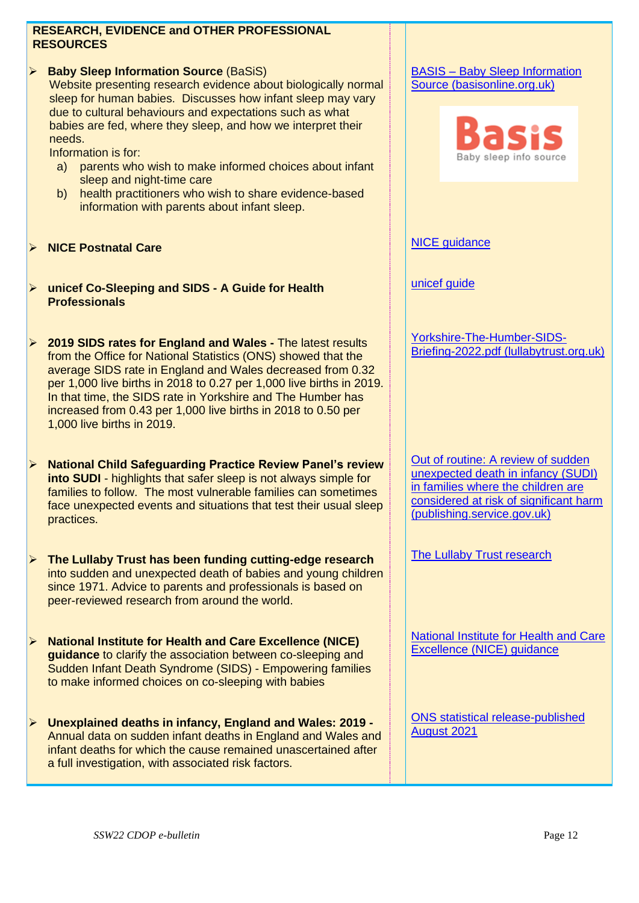## RESEARCH, EVIDENCE and OTHER PROFESSIONAL RESOURCES

- **Baby Sleep Information Source** (BaSiS)
  Website presenting research evidence about biologically normal sleep for human babies. Discusses how infant sleep may vary due to cultural behaviours and expectations such as what babies are fed, where they sleep, and how we interpret their needs.
  Information is for:
  a) parents who wish to make informed choices about infant sleep and night-time care
  b) health practitioners who wish to share evidence-based information with parents about infant sleep.

  BASIS – Baby Sleep Information Source (basisonline.org.uk)

  Basis
  Baby sleep info source

- **NICE Postnatal Care**

  NICE guidance

- **unicef Co-Sleeping and SIDS - A Guide for Health Professionals**

  unicef guide

- **2019 SIDS rates for England and Wales -** The latest results from the Office for National Statistics (ONS) showed that the average SIDS rate in England and Wales decreased from 0.32 per 1,000 live births in 2018 to 0.27 per 1,000 live births in 2019. In that time, the SIDS rate in Yorkshire and The Humber has increased from 0.43 per 1,000 live births in 2018 to 0.50 per 1,000 live births in 2019.

  Yorkshire-The-Humber-SIDS-Briefing-2022.pdf (lullabytrust.org.uk)

- **National Child Safeguarding Practice Review Panel's review into SUDI** - highlights that safer sleep is not always simple for families to follow. The most vulnerable families can sometimes face unexpected events and situations that test their usual sleep practices.

  Out of routine: A review of sudden unexpected death in infancy (SUDI) in families where the children are considered at risk of significant harm (publishing.service.gov.uk)

- **The Lullaby Trust has been funding cutting-edge research** into sudden and unexpected death of babies and young children since 1971. Advice to parents and professionals is based on peer-reviewed research from around the world.

  The Lullaby Trust research

- **National Institute for Health and Care Excellence (NICE) guidance** to clarify the association between co-sleeping and Sudden Infant Death Syndrome (SIDS) - Empowering families to make informed choices on co-sleeping with babies

  National Institute for Health and Care Excellence (NICE) guidance

- **Unexplained deaths in infancy, England and Wales: 2019 -** Annual data on sudden infant deaths in England and Wales and infant deaths for which the cause remained unascertained after a full investigation, with associated risk factors.

  ONS statistical release-published August 2021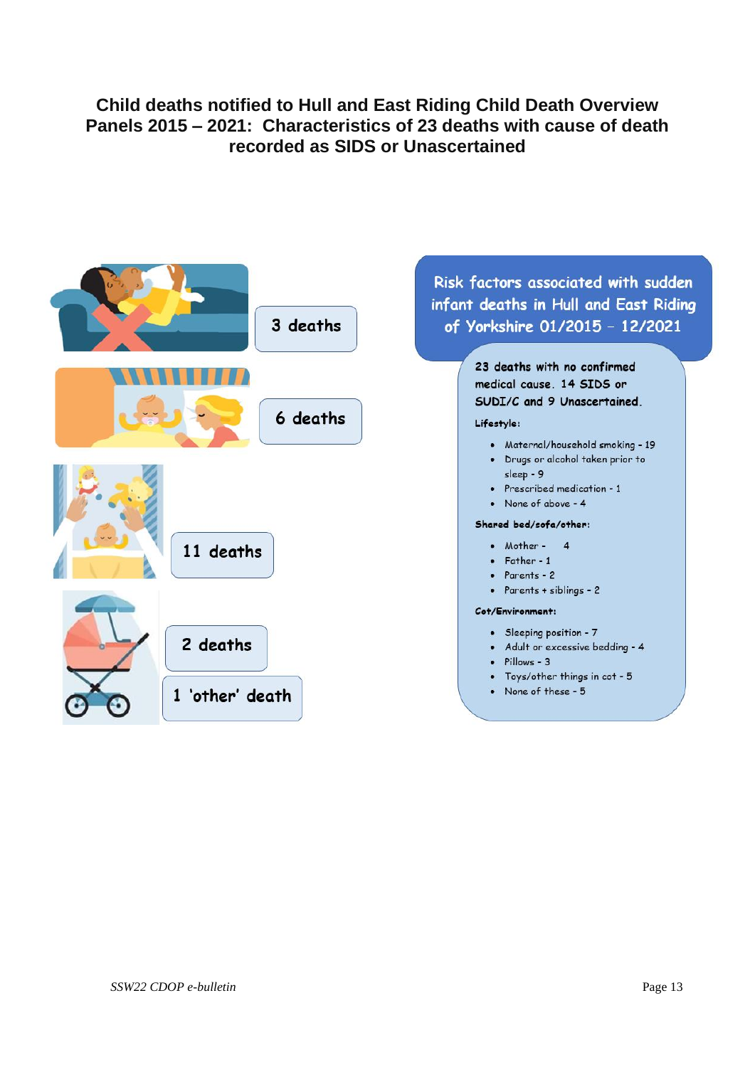# Child deaths notified to Hull and East Riding Child Death Overview Panels 2015 – 2021: Characteristics of 23 deaths with cause of death recorded as SIDS or Unascertained

3 deaths

6 deaths

11 deaths

2 deaths

1 'other' death

## Risk factors associated with sudden infant deaths in Hull and East Riding of Yorkshire 01/2015 – 12/2021

23 deaths with no confirmed medical cause. 14 SIDS or SUDI/C and 9 Unascertained.

**Lifestyle:**

- Maternal/household smoking - 19
- Drugs or alcohol taken prior to sleep - 9
- Prescribed medication - 1
- None of above - 4

**Shared bed/sofa/other:**

- Mother - 4
- Father - 1
- Parents - 2
- Parents + siblings - 2

**Cot/Environment:**

- Sleeping position - 7
- Adult or excessive bedding - 4
- Pillows - 3
- Toys/other things in cot - 5
- None of these - 5